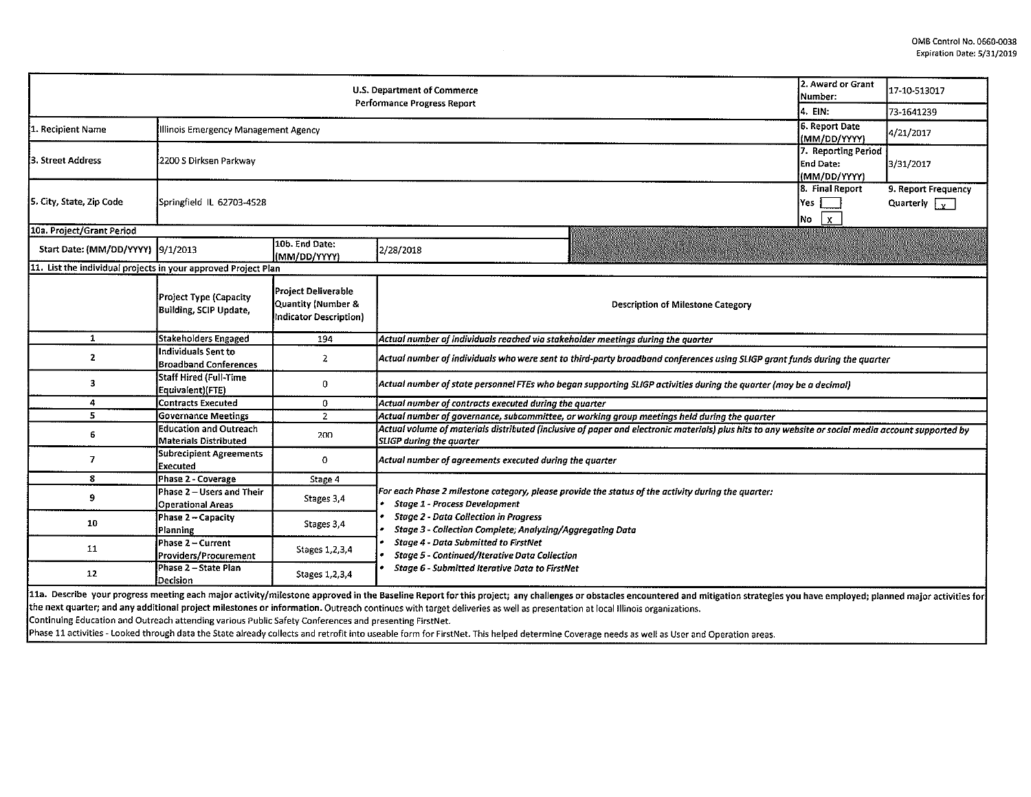OMB Control No. 0660-0038
Expiration Date: 5/31/2019

| U.S. Department of Commerce<br>Performance Progress Report | | | | 2. Award or Grant Number: | 17-10-S13017 |
|---|---|---|---|---|---|
| | | | | 4. EIN: | 73-1641239 |
| 1. Recipient Name | Illinois Emergency Management Agency | | | 6. Report Date (MM/DD/YYYY) | 4/21/2017 |
| 3. Street Address | 2200 S Dirksen Parkway | | | 7. Reporting Period End Date: (MM/DD/YYYY) | 3/31/2017 |
| 5. City, State, Zip Code | Springfield IL 62703-4528 | | | 8. Final Report<br>Yes [ ]<br>No [x] | 9. Report Frequency<br>Quarterly [x] |
| 10a. Project/Grant Period | | | | | |
| Start Date: (MM/DD/YYYY) | 9/1/2013 | 10b. End Date: (MM/DD/YYYY) | 2/28/2018 | | |

**11. List the individual projects in your approved Project Plan**

| | Project Type (Capacity Building, SCIP Update, | Project Deliverable Quantity (Number & Indicator Description) | Description of Milestone Category |
|---|---|---|---|
| 1 | Stakeholders Engaged | 194 | *Actual number of individuals reached via stakeholder meetings during the quarter* |
| 2 | Individuals Sent to Broadband Conferences | 2 | *Actual number of individuals who were sent to third-party broadband conferences using SLIGP grant funds during the quarter* |
| 3 | Staff Hired (Full-Time Equivalent)(FTE) | 0 | *Actual number of state personnel FTEs who began supporting SLIGP activities during the quarter (may be a decimal)* |
| 4 | Contracts Executed | 0 | *Actual number of contracts executed during the quarter* |
| 5 | Governance Meetings | 2 | *Actual number of governance, subcommittee, or working group meetings held during the quarter* |
| 6 | Education and Outreach Materials Distributed | 200 | *Actual volume of materials distributed (inclusive of paper and electronic materials) plus hits to any website or social media account supported by SLIGP during the quarter* |
| 7 | Subrecipient Agreements Executed | 0 | *Actual number of agreements executed during the quarter* |
| 8 | Phase 2 - Coverage | Stage 4 | *For each Phase 2 milestone category, please provide the status of the activity during the quarter:*<br>• *Stage 1 - Process Development*<br>• *Stage 2 - Data Collection in Progress*<br>• *Stage 3 - Collection Complete; Analyzing/Aggregating Data*<br>• *Stage 4 - Data Submitted to FirstNet*<br>• *Stage 5 - Continued/Iterative Data Collection*<br>• *Stage 6 - Submitted Iterative Data to FirstNet* |
| 9 | Phase 2 – Users and Their Operational Areas | Stages 3,4 | |
| 10 | Phase 2 – Capacity Planning | Stages 3,4 | |
| 11 | Phase 2 – Current Providers/Procurement | Stages 1,2,3,4 | |
| 12 | Phase 2 – State Plan Decision | Stages 1,2,3,4 | |

**11a. Describe your progress meeting each major activity/milestone approved in the Baseline Report for this project; any challenges or obstacles encountered and mitigation strategies you have employed; planned major activities for the next quarter; and any additional project milestones or information.** Outreach continues with target deliveries as well as presentation at local Illinois organizations.
Continuing Education and Outreach attending various Public Safety Conferences and presenting FirstNet.
Phase 11 activities - Looked through data the State already collects and retrofit into useable form for FirstNet. This helped determine Coverage needs as well as User and Operation areas.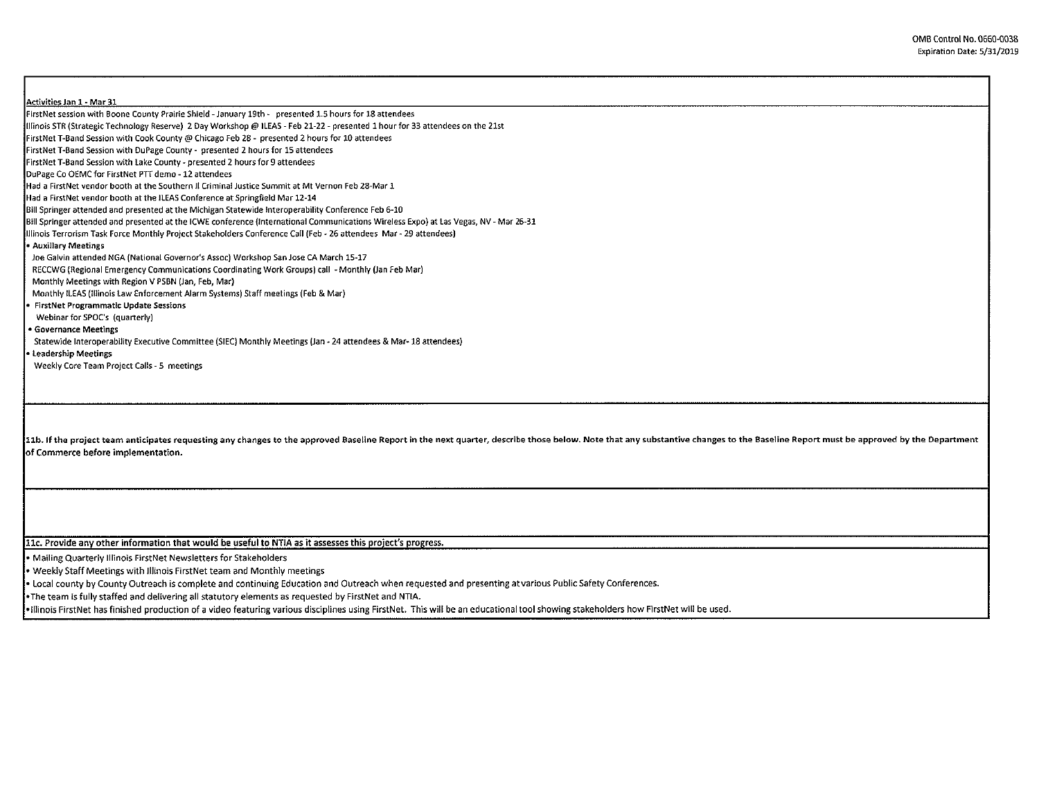**Activities Jan 1 - Mar 31**

FirstNet session with Boone County Prairie Shield - January 19th - presented 1.5 hours for 18 attendees
Illinois STR (Strategic Technology Reserve) 2 Day Workshop @ ILEAS - Feb 21-22 - presented 1 hour for 33 attendees on the 21st
FirstNet T-Band Session with Cook County @ Chicago Feb 28 - presented 2 hours for 10 attendees
FirstNet T-Band Session with DuPage County - presented 2 hours for 15 attendees
FirstNet T-Band Session with Lake County - presented 2 hours for 9 attendees
DuPage Co OEMC for FirstNet PTT demo - 12 attendees
Had a FirstNet vendor booth at the Southern Il Criminal Justice Summit at Mt Vernon Feb 28-Mar 1
Had a FirstNet vendor booth at the ILEAS Conference at Springfield Mar 12-14
Bill Springer attended and presented at the Michigan Statewide Interoperability Conference Feb 6-10
Bill Springer attended and presented at the ICWE conference (International Communications Wireless Expo) at Las Vegas, NV - Mar 26-31
Illinois Terrorism Task Force Monthly Project Stakeholders Conference Call (Feb - 26 attendees Mar - 29 attendees)

- **Auxiliary Meetings**
  - Joe Galvin attended NGA (National Governor's Assoc) Workshop San Jose CA March 15-17
  - RECCWG (Regional Emergency Communications Coordinating Work Groups) call - Monthly (Jan Feb Mar)
  - Monthly Meetings with Region V PSBN (Jan, Feb, Mar)
  - Monthly ILEAS (Illinois Law Enforcement Alarm Systems) Staff meetings (Feb & Mar)
- **FirstNet Programmatic Update Sessions**
  - Webinar for SPOC's (quarterly)
- **Governance Meetings**
  - Statewide Interoperability Executive Committee (SIEC) Monthly Meetings (Jan - 24 attendees & Mar- 18 attendees)
- **Leadership Meetings**
  - Weekly Core Team Project Calls - 5 meetings

**11b. If the project team anticipates requesting any changes to the approved Baseline Report in the next quarter, describe those below. Note that any substantive changes to the Baseline Report must be approved by the Department of Commerce before implementation.**

**11c. Provide any other information that would be useful to NTIA as it assesses this project's progress.**

- Mailing Quarterly Illinois FirstNet Newsletters for Stakeholders
- Weekly Staff Meetings with Illinois FirstNet team and Monthly meetings
- Local county by County Outreach is complete and continuing Education and Outreach when requested and presenting at various Public Safety Conferences.
- The team is fully staffed and delivering all statutory elements as requested by FirstNet and NTIA.
- Illinois FirstNet has finished production of a video featuring various disciplines using FirstNet. This will be an educational tool showing stakeholders how FirstNet will be used.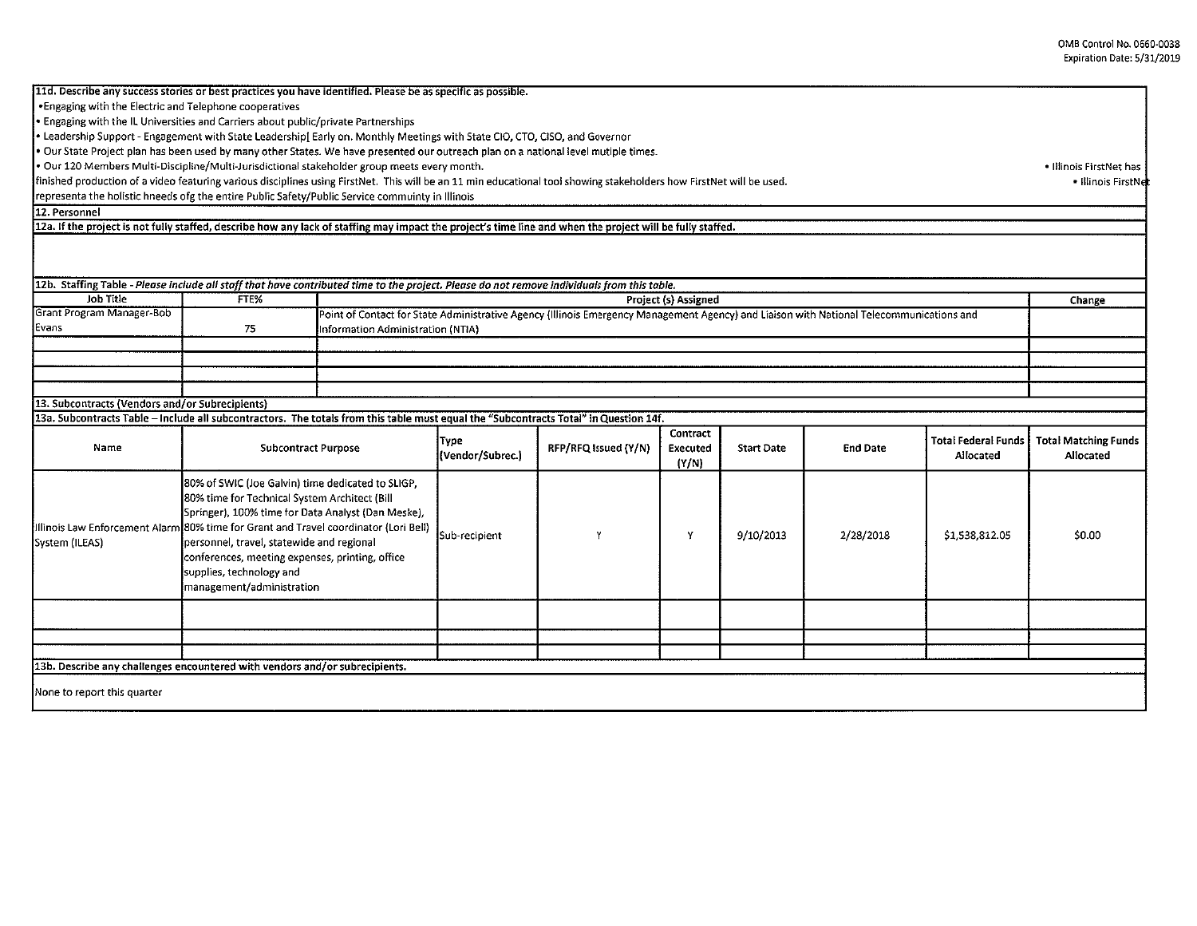**11d. Describe any success stories or best practices you have identified. Please be as specific as possible.**

- Engaging with the Electric and Telephone cooperatives
- Engaging with the IL Universities and Carriers about public/private Partnerships
- Leadership Support - Engagement with State Leadership[ Early on. Monthly Meetings with State CIO, CTO, CISO, and Governor
- Our State Project plan has been used by many other States. We have presented our outreach plan on a national level mutiple times.
- Our 120 Members Multi-Discipline/Multi-Jurisdictional stakeholder group meets every month.
- Illinois FirstNet has finished production of a video featuring various disciplines using FirstNet. This will be an 11 min educational tool showing stakeholders how FirstNet will be used.
- Illinois FirstNet representa the holistic hneeds ofg the entire Public Safety/Public Service community in Illinois

**12. Personnel**

**12a. If the project is not fully staffed, describe how any lack of staffing may impact the project's time line and when the project will be fully staffed.**

**12b. Staffing Table** - *Please include all staff that have contributed time to the project. Please do not remove individuals from this table.*

| Job Title | FTE% | Project (s) Assigned | Change |
|---|---|---|---|
| Grant Program Manager-Bob Evans | 75 | Point of Contact for State Administrative Agency (Illinois Emergency Management Agency) and Liaison with National Telecommunications and Information Administration (NTIA) | |
| | | | |
| | | | |
| | | | |

**13. Subcontracts (Vendors and/or Subrecipients)**

**13a. Subcontracts Table – Include all subcontractors. The totals from this table must equal the "Subcontracts Total" in Question 14f.**

| Name | Subcontract Purpose | Type (Vendor/Subrec.) | RFP/RFQ Issued (Y/N) | Contract Executed (Y/N) | Start Date | End Date | Total Federal Funds Allocated | Total Matching Funds Allocated |
|---|---|---|---|---|---|---|---|---|
| Illinois Law Enforcement Alarm System (ILEAS) | 80% of SWIC (Joe Galvin) time dedicated to SLIGP, 80% time for Technical System Architect (Bill Springer), 100% time for Data Analyst (Dan Meske), 80% time for Grant and Travel coordinator (Lori Bell) personnel, travel, statewide and regional conferences, meeting expenses, printing, office supplies, technology and management/administration | Sub-recipient | Y | Y | 9/10/2013 | 2/28/2018 | $1,538,812.05 | $0.00 |
| | | | | | | | | |
| | | | | | | | | |
| | | | | | | | | |

**13b. Describe any challenges encountered with vendors and/or subrecipients.**

None to report this quarter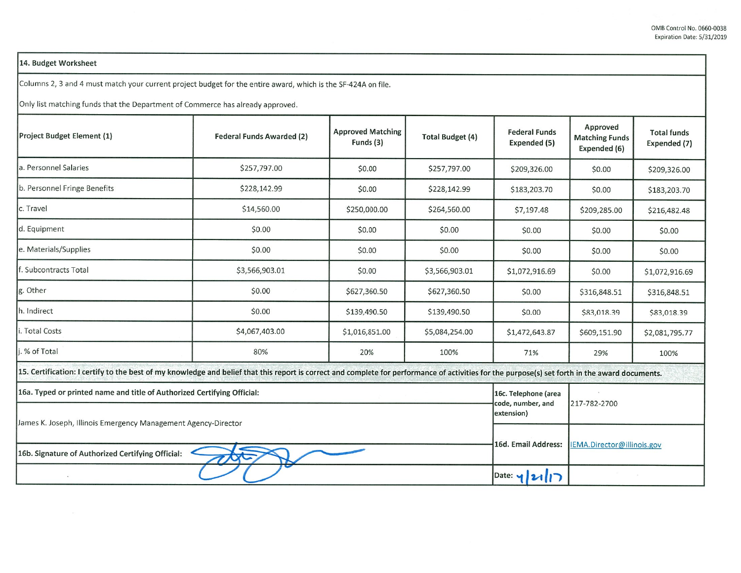OMB Control No. 0660-0038
Expiration Date: 5/31/2019

## 14. Budget Worksheet

Columns 2, 3 and 4 must match your current project budget for the entire award, which is the SF-424A on file.

Only list matching funds that the Department of Commerce has already approved.

| Project Budget Element (1) | Federal Funds Awarded (2) | Approved Matching Funds (3) | Total Budget (4) | Federal Funds Expended (5) | Approved Matching Funds Expended (6) | Total funds Expended (7) |
|---|---|---|---|---|---|---|
| a. Personnel Salaries | $257,797.00 | $0.00 | $257,797.00 | $209,326.00 | $0.00 | $209,326.00 |
| b. Personnel Fringe Benefits | $228,142.99 | $0.00 | $228,142.99 | $183,203.70 | $0.00 | $183,203.70 |
| c. Travel | $14,560.00 | $250,000.00 | $264,560.00 | $7,197.48 | $209,285.00 | $216,482.48 |
| d. Equipment | $0.00 | $0.00 | $0.00 | $0.00 | $0.00 | $0.00 |
| e. Materials/Supplies | $0.00 | $0.00 | $0.00 | $0.00 | $0.00 | $0.00 |
| f. Subcontracts Total | $3,566,903.01 | $0.00 | $3,566,903.01 | $1,072,916.69 | $0.00 | $1,072,916.69 |
| g. Other | $0.00 | $627,360.50 | $627,360.50 | $0.00 | $316,848.51 | $316,848.51 |
| h. Indirect | $0.00 | $139,490.50 | $139,490.50 | $0.00 | $83,018.39 | $83,018.39 |
| i. Total Costs | $4,067,403.00 | $1,016,851.00 | $5,084,254.00 | $1,472,643.87 | $609,151.90 | $2,081,795.77 |
| j. % of Total | 80% | 20% | 100% | 71% | 29% | 100% |

**15. Certification: I certify to the best of my knowledge and belief that this report is correct and complete for performance of activities for the purpose(s) set forth in the award documents.**

| | | | |
|---|---|---|---|
| **16a. Typed or printed name and title of Authorized Certifying Official:** James K. Joseph, Illinois Emergency Management Agency-Director | | **16c. Telephone (area code, number, and extension)** | 217-782-2700 |
| **16b. Signature of Authorized Certifying Official:** | | **16d. Email Address:** | IEMA.Director@illinois.gov |
| | | Date: 4/21/17 | |